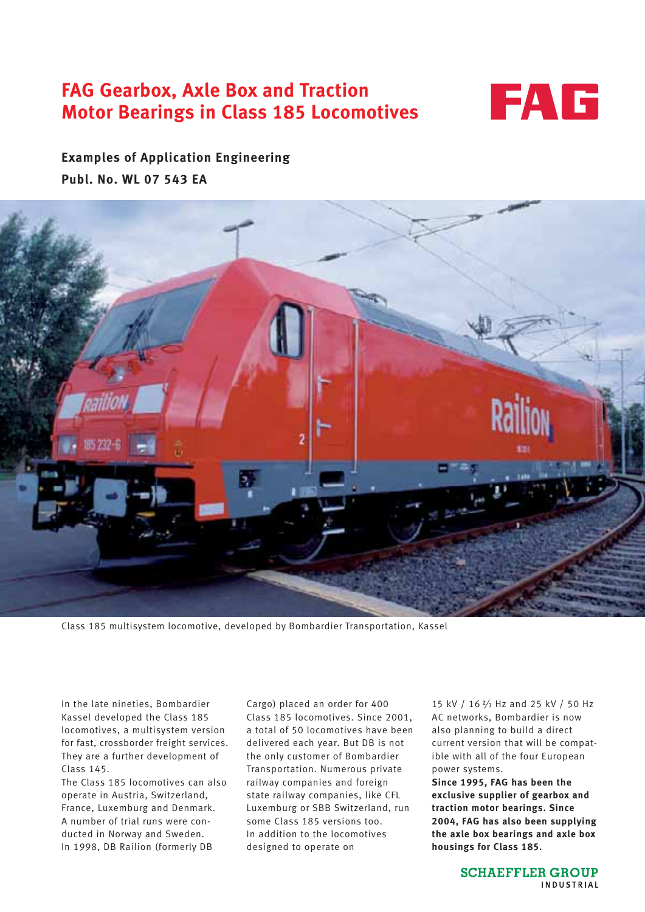# FAG Gearbox, Axle Box and Traction Motor Bearings in Class 185 Locomotives

FAG

**Examples of Application Engineering**

**Publ. No. WL 07 543 EA**

Class 185 multisystem locomotive, developed by Bombardier Transportation, Kassel

In the late nineties, Bombardier Kassel developed the Class 185 locomotives, a multisystem version for fast, crossborder freight services. They are a further development of Class 145.
The Class 185 locomotives can also operate in Austria, Switzerland, France, Luxemburg and Denmark. A number of trial runs were conducted in Norway and Sweden.
In 1998, DB Railion (formerly DB Cargo) placed an order for 400 Class 185 locomotives. Since 2001, a total of 50 locomotives have been delivered each year. But DB is not the only customer of Bombardier Transportation. Numerous private railway companies and foreign state railway companies, like CFL Luxemburg or SBB Switzerland, run some Class 185 versions too.
In addition to the locomotives designed to operate on 15 kV / 16 ⅔ Hz and 25 kV / 50 Hz AC networks, Bombardier is now also planning to build a direct current version that will be compatible with all of the four European power systems.
**Since 1995, FAG has been the exclusive supplier of gearbox and traction motor bearings. Since 2004, FAG has also been supplying the axle box bearings and axle box housings for Class 185.**

SCHAEFFLER GROUP
INDUSTRIAL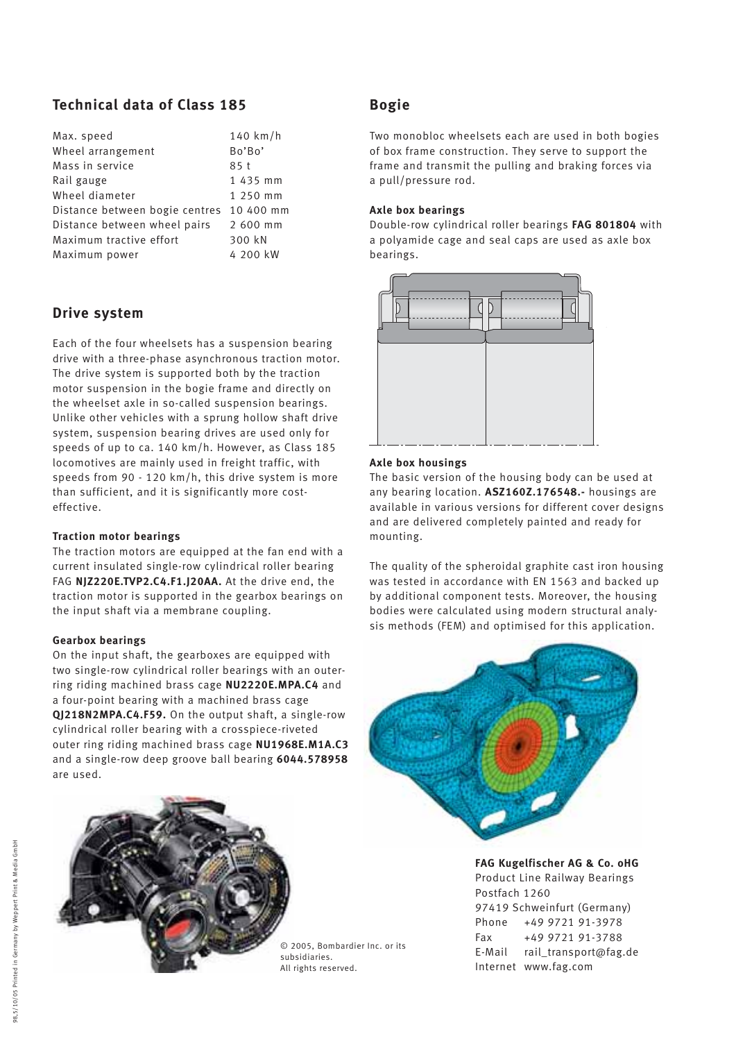## Technical data of Class 185

| | |
|---|---|
| Max. speed | 140 km/h |
| Wheel arrangement | Bo'Bo' |
| Mass in service | 85 t |
| Rail gauge | 1 435 mm |
| Wheel diameter | 1 250 mm |
| Distance between bogie centres | 10 400 mm |
| Distance between wheel pairs | 2 600 mm |
| Maximum tractive effort | 300 kN |
| Maximum power | 4 200 kW |

## Drive system

Each of the four wheelsets has a suspension bearing drive with a three-phase asynchronous traction motor. The drive system is supported both by the traction motor suspension in the bogie frame and directly on the wheelset axle in so-called suspension bearings. Unlike other vehicles with a sprung hollow shaft drive system, suspension bearing drives are used only for speeds of up to ca. 140 km/h. However, as Class 185 locomotives are mainly used in freight traffic, with speeds from 90 - 120 km/h, this drive system is more than sufficient, and it is significantly more cost-effective.

#### Traction motor bearings

The traction motors are equipped at the fan end with a current insulated single-row cylindrical roller bearing FAG **NJZ220E.TVP2.C4.F1.J20AA.** At the drive end, the traction motor is supported in the gearbox bearings on the input shaft via a membrane coupling.

#### Gearbox bearings

On the input shaft, the gearboxes are equipped with two single-row cylindrical roller bearings with an outer-ring riding machined brass cage **NU2220E.MPA.C4** and a four-point bearing with a machined brass cage **QJ218N2MPA.C4.F59.** On the output shaft, a single-row cylindrical roller bearing with a crosspiece-riveted outer ring riding machined brass cage **NU1968E.M1A.C3** and a single-row deep groove ball bearing **6044.578958** are used.

© 2005, Bombardier Inc. or its subsidiaries. All rights reserved.

## Bogie

Two monobloc wheelsets each are used in both bogies of box frame construction. They serve to support the frame and transmit the pulling and braking forces via a pull/pressure rod.

#### Axle box bearings

Double-row cylindrical roller bearings **FAG 801804** with a polyamide cage and seal caps are used as axle box bearings.

#### Axle box housings

The basic version of the housing body can be used at any bearing location. **ASZ160Z.176548.-** housings are available in various versions for different cover designs and are delivered completely painted and ready for mounting.

The quality of the spheroidal graphite cast iron housing was tested in accordance with EN 1563 and backed up by additional component tests. Moreover, the housing bodies were calculated using modern structural analysis methods (FEM) and optimised for this application.

**FAG Kugelfischer AG & Co. oHG**
Product Line Railway Bearings
Postfach 1260
97419 Schweinfurt (Germany)
Phone +49 9721 91-3978
Fax +49 9721 91-3788
E-Mail rail_transport@fag.de
Internet www.fag.com

98,5/10/05 Printed in Germany by Weppert Print & Media GmbH